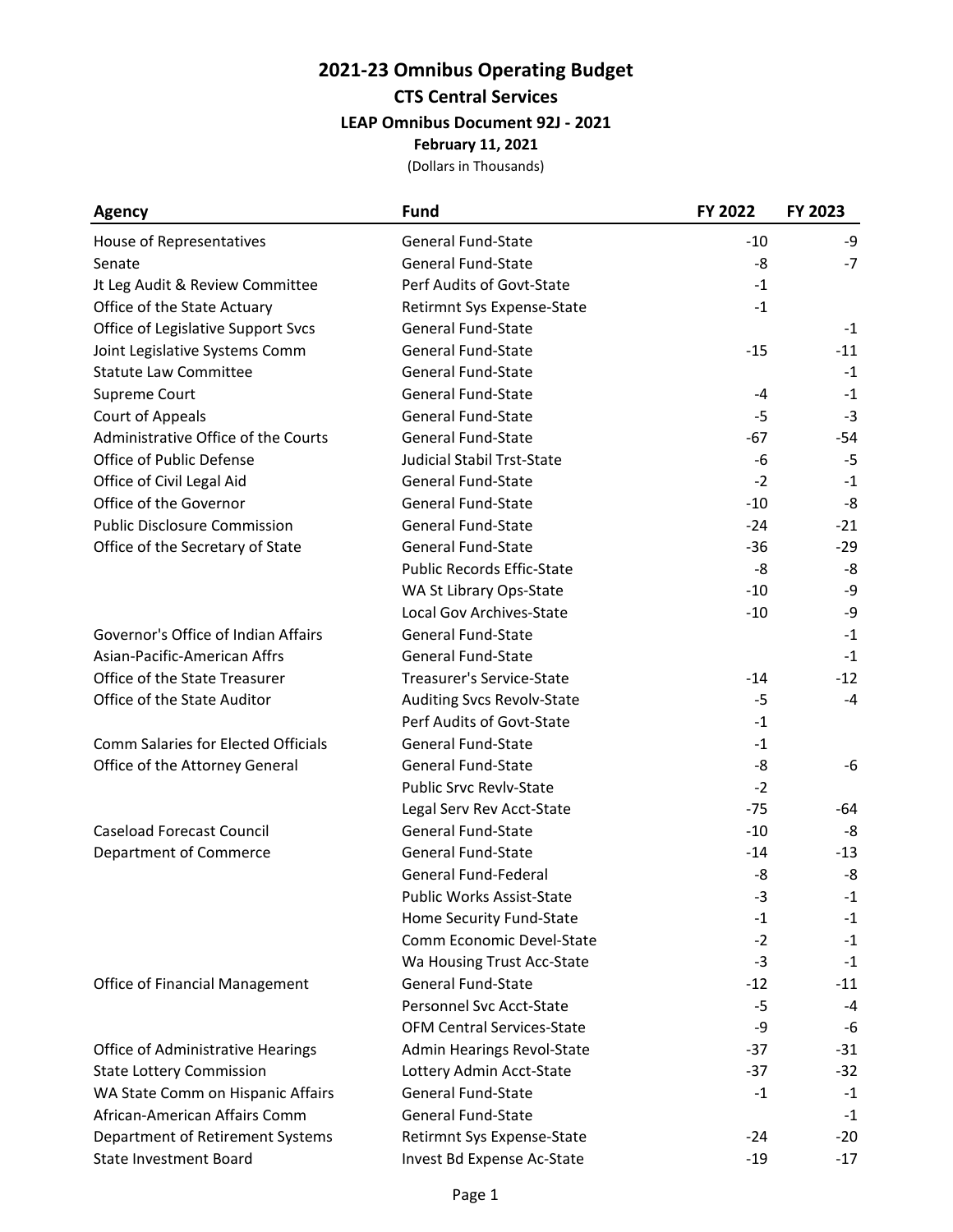# 2021-23 Omnibus Operating Budget

## CTS Central Services

### LEAP Omnibus Document 92J - 2021

**February 11, 2021**

(Dollars in Thousands)

| Agency | Fund | FY 2022 | FY 2023 |
|---|---|---|---|
| House of Representatives | General Fund-State | -10 | -9 |
| Senate | General Fund-State | -8 | -7 |
| Jt Leg Audit & Review Committee | Perf Audits of Govt-State | -1 | |
| Office of the State Actuary | Retirmnt Sys Expense-State | -1 | |
| Office of Legislative Support Svcs | General Fund-State | | -1 |
| Joint Legislative Systems Comm | General Fund-State | -15 | -11 |
| Statute Law Committee | General Fund-State | | -1 |
| Supreme Court | General Fund-State | -4 | -1 |
| Court of Appeals | General Fund-State | -5 | -3 |
| Administrative Office of the Courts | General Fund-State | -67 | -54 |
| Office of Public Defense | Judicial Stabil Trst-State | -6 | -5 |
| Office of Civil Legal Aid | General Fund-State | -2 | -1 |
| Office of the Governor | General Fund-State | -10 | -8 |
| Public Disclosure Commission | General Fund-State | -24 | -21 |
| Office of the Secretary of State | General Fund-State | -36 | -29 |
| | Public Records Effic-State | -8 | -8 |
| | WA St Library Ops-State | -10 | -9 |
| | Local Gov Archives-State | -10 | -9 |
| Governor's Office of Indian Affairs | General Fund-State | | -1 |
| Asian-Pacific-American Affrs | General Fund-State | | -1 |
| Office of the State Treasurer | Treasurer's Service-State | -14 | -12 |
| Office of the State Auditor | Auditing Svcs Revolv-State | -5 | -4 |
| | Perf Audits of Govt-State | -1 | |
| Comm Salaries for Elected Officials | General Fund-State | -1 | |
| Office of the Attorney General | General Fund-State | -8 | -6 |
| | Public Srvc Revlv-State | -2 | |
| | Legal Serv Rev Acct-State | -75 | -64 |
| Caseload Forecast Council | General Fund-State | -10 | -8 |
| Department of Commerce | General Fund-State | -14 | -13 |
| | General Fund-Federal | -8 | -8 |
| | Public Works Assist-State | -3 | -1 |
| | Home Security Fund-State | -1 | -1 |
| | Comm Economic Devel-State | -2 | -1 |
| | Wa Housing Trust Acc-State | -3 | -1 |
| Office of Financial Management | General Fund-State | -12 | -11 |
| | Personnel Svc Acct-State | -5 | -4 |
| | OFM Central Services-State | -9 | -6 |
| Office of Administrative Hearings | Admin Hearings Revol-State | -37 | -31 |
| State Lottery Commission | Lottery Admin Acct-State | -37 | -32 |
| WA State Comm on Hispanic Affairs | General Fund-State | -1 | -1 |
| African-American Affairs Comm | General Fund-State | | -1 |
| Department of Retirement Systems | Retirmnt Sys Expense-State | -24 | -20 |
| State Investment Board | Invest Bd Expense Ac-State | -19 | -17 |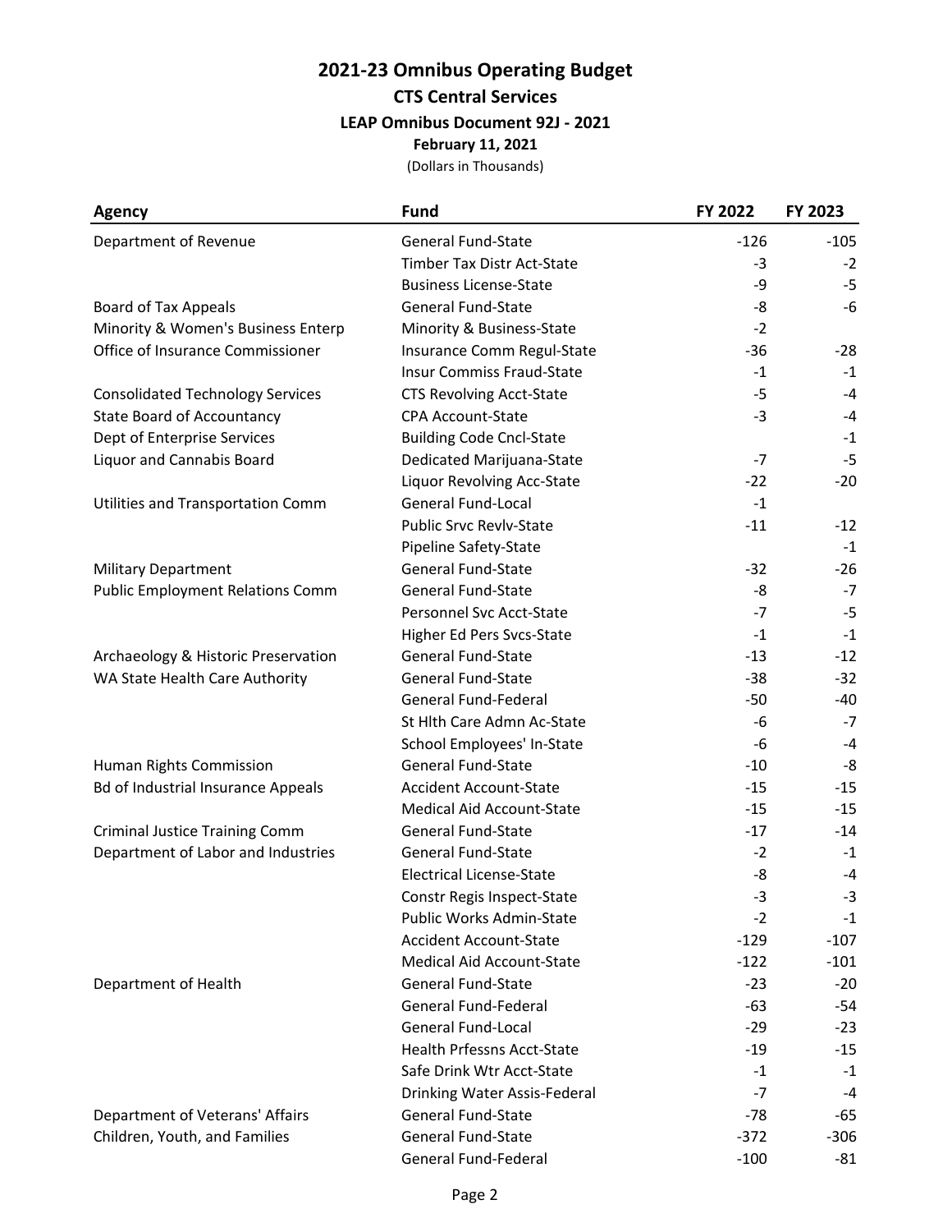# 2021-23 Omnibus Operating Budget

## CTS Central Services

### LEAP Omnibus Document 92J - 2021

**February 11, 2021**

(Dollars in Thousands)

| Agency | Fund | FY 2022 | FY 2023 |
|---|---|---|---|
| Department of Revenue | General Fund-State | -126 | -105 |
| | Timber Tax Distr Act-State | -3 | -2 |
| | Business License-State | -9 | -5 |
| Board of Tax Appeals | General Fund-State | -8 | -6 |
| Minority & Women's Business Enterp | Minority & Business-State | -2 | |
| Office of Insurance Commissioner | Insurance Comm Regul-State | -36 | -28 |
| | Insur Commiss Fraud-State | -1 | -1 |
| Consolidated Technology Services | CTS Revolving Acct-State | -5 | -4 |
| State Board of Accountancy | CPA Account-State | -3 | -4 |
| Dept of Enterprise Services | Building Code Cncl-State | | -1 |
| Liquor and Cannabis Board | Dedicated Marijuana-State | -7 | -5 |
| | Liquor Revolving Acc-State | -22 | -20 |
| Utilities and Transportation Comm | General Fund-Local | -1 | |
| | Public Srvc Revlv-State | -11 | -12 |
| | Pipeline Safety-State | | -1 |
| Military Department | General Fund-State | -32 | -26 |
| Public Employment Relations Comm | General Fund-State | -8 | -7 |
| | Personnel Svc Acct-State | -7 | -5 |
| | Higher Ed Pers Svcs-State | -1 | -1 |
| Archaeology & Historic Preservation | General Fund-State | -13 | -12 |
| WA State Health Care Authority | General Fund-State | -38 | -32 |
| | General Fund-Federal | -50 | -40 |
| | St Hlth Care Admn Ac-State | -6 | -7 |
| | School Employees' In-State | -6 | -4 |
| Human Rights Commission | General Fund-State | -10 | -8 |
| Bd of Industrial Insurance Appeals | Accident Account-State | -15 | -15 |
| | Medical Aid Account-State | -15 | -15 |
| Criminal Justice Training Comm | General Fund-State | -17 | -14 |
| Department of Labor and Industries | General Fund-State | -2 | -1 |
| | Electrical License-State | -8 | -4 |
| | Constr Regis Inspect-State | -3 | -3 |
| | Public Works Admin-State | -2 | -1 |
| | Accident Account-State | -129 | -107 |
| | Medical Aid Account-State | -122 | -101 |
| Department of Health | General Fund-State | -23 | -20 |
| | General Fund-Federal | -63 | -54 |
| | General Fund-Local | -29 | -23 |
| | Health Prfessns Acct-State | -19 | -15 |
| | Safe Drink Wtr Acct-State | -1 | -1 |
| | Drinking Water Assis-Federal | -7 | -4 |
| Department of Veterans' Affairs | General Fund-State | -78 | -65 |
| Children, Youth, and Families | General Fund-State | -372 | -306 |
| | General Fund-Federal | -100 | -81 |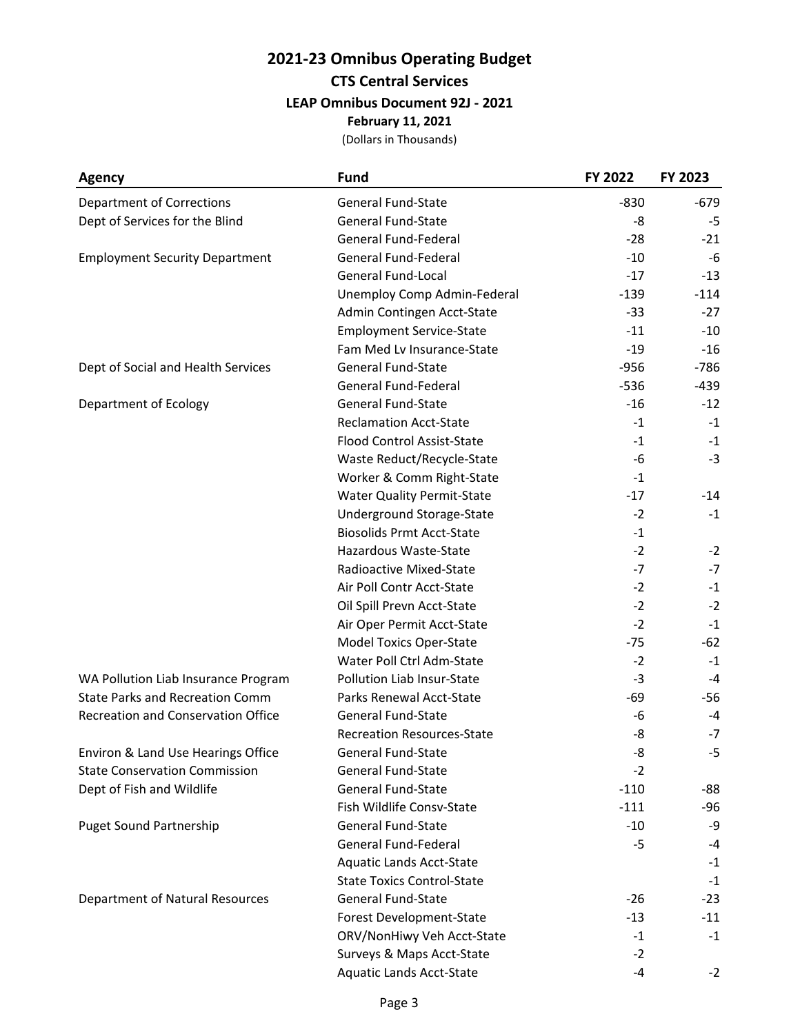# 2021-23 Omnibus Operating Budget

## CTS Central Services

### LEAP Omnibus Document 92J - 2021

**February 11, 2021**

(Dollars in Thousands)

| Agency | Fund | FY 2022 | FY 2023 |
|---|---|---|---|
| Department of Corrections | General Fund-State | -830 | -679 |
| Dept of Services for the Blind | General Fund-State | -8 | -5 |
| | General Fund-Federal | -28 | -21 |
| Employment Security Department | General Fund-Federal | -10 | -6 |
| | General Fund-Local | -17 | -13 |
| | Unemploy Comp Admin-Federal | -139 | -114 |
| | Admin Contingen Acct-State | -33 | -27 |
| | Employment Service-State | -11 | -10 |
| | Fam Med Lv Insurance-State | -19 | -16 |
| Dept of Social and Health Services | General Fund-State | -956 | -786 |
| | General Fund-Federal | -536 | -439 |
| Department of Ecology | General Fund-State | -16 | -12 |
| | Reclamation Acct-State | -1 | -1 |
| | Flood Control Assist-State | -1 | -1 |
| | Waste Reduct/Recycle-State | -6 | -3 |
| | Worker & Comm Right-State | -1 | |
| | Water Quality Permit-State | -17 | -14 |
| | Underground Storage-State | -2 | -1 |
| | Biosolids Prmt Acct-State | -1 | |
| | Hazardous Waste-State | -2 | -2 |
| | Radioactive Mixed-State | -7 | -7 |
| | Air Poll Contr Acct-State | -2 | -1 |
| | Oil Spill Prevn Acct-State | -2 | -2 |
| | Air Oper Permit Acct-State | -2 | -1 |
| | Model Toxics Oper-State | -75 | -62 |
| | Water Poll Ctrl Adm-State | -2 | -1 |
| WA Pollution Liab Insurance Program | Pollution Liab Insur-State | -3 | -4 |
| State Parks and Recreation Comm | Parks Renewal Acct-State | -69 | -56 |
| Recreation and Conservation Office | General Fund-State | -6 | -4 |
| | Recreation Resources-State | -8 | -7 |
| Environ & Land Use Hearings Office | General Fund-State | -8 | -5 |
| State Conservation Commission | General Fund-State | -2 | |
| Dept of Fish and Wildlife | General Fund-State | -110 | -88 |
| | Fish Wildlife Consv-State | -111 | -96 |
| Puget Sound Partnership | General Fund-State | -10 | -9 |
| | General Fund-Federal | -5 | -4 |
| | Aquatic Lands Acct-State | | -1 |
| | State Toxics Control-State | | -1 |
| Department of Natural Resources | General Fund-State | -26 | -23 |
| | Forest Development-State | -13 | -11 |
| | ORV/NonHiwy Veh Acct-State | -1 | -1 |
| | Surveys & Maps Acct-State | -2 | |
| | Aquatic Lands Acct-State | -4 | -2 |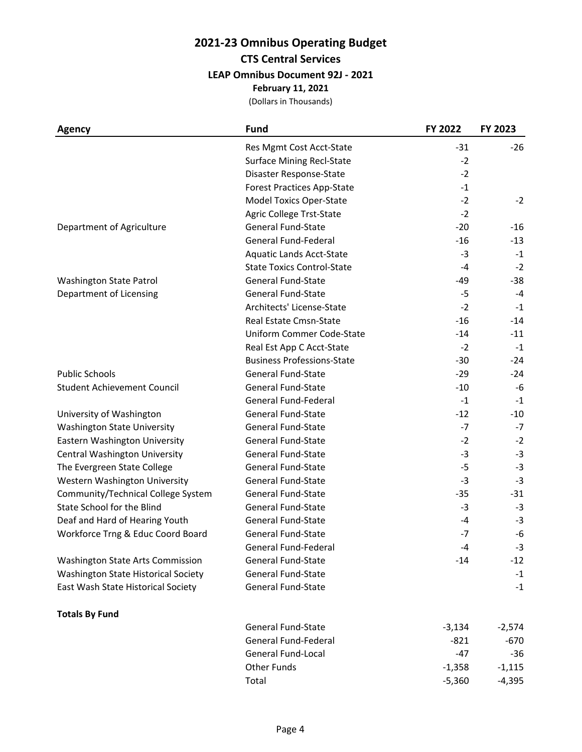# 2021-23 Omnibus Operating Budget

## CTS Central Services

### LEAP Omnibus Document 92J - 2021

**February 11, 2021**

(Dollars in Thousands)

| Agency | Fund | FY 2022 | FY 2023 |
|---|---|---|---|
| | Res Mgmt Cost Acct-State | -31 | -26 |
| | Surface Mining Recl-State | -2 | |
| | Disaster Response-State | -2 | |
| | Forest Practices App-State | -1 | |
| | Model Toxics Oper-State | -2 | -2 |
| | Agric College Trst-State | -2 | |
| Department of Agriculture | General Fund-State | -20 | -16 |
| | General Fund-Federal | -16 | -13 |
| | Aquatic Lands Acct-State | -3 | -1 |
| | State Toxics Control-State | -4 | -2 |
| Washington State Patrol | General Fund-State | -49 | -38 |
| Department of Licensing | General Fund-State | -5 | -4 |
| | Architects' License-State | -2 | -1 |
| | Real Estate Cmsn-State | -16 | -14 |
| | Uniform Commer Code-State | -14 | -11 |
| | Real Est App C Acct-State | -2 | -1 |
| | Business Professions-State | -30 | -24 |
| Public Schools | General Fund-State | -29 | -24 |
| Student Achievement Council | General Fund-State | -10 | -6 |
| | General Fund-Federal | -1 | -1 |
| University of Washington | General Fund-State | -12 | -10 |
| Washington State University | General Fund-State | -7 | -7 |
| Eastern Washington University | General Fund-State | -2 | -2 |
| Central Washington University | General Fund-State | -3 | -3 |
| The Evergreen State College | General Fund-State | -5 | -3 |
| Western Washington University | General Fund-State | -3 | -3 |
| Community/Technical College System | General Fund-State | -35 | -31 |
| State School for the Blind | General Fund-State | -3 | -3 |
| Deaf and Hard of Hearing Youth | General Fund-State | -4 | -3 |
| Workforce Trng & Educ Coord Board | General Fund-State | -7 | -6 |
| | General Fund-Federal | -4 | -3 |
| Washington State Arts Commission | General Fund-State | -14 | -12 |
| Washington State Historical Society | General Fund-State | | -1 |
| East Wash State Historical Society | General Fund-State | | -1 |
| **Totals By Fund** | | | |
| | General Fund-State | -3,134 | -2,574 |
| | General Fund-Federal | -821 | -670 |
| | General Fund-Local | -47 | -36 |
| | Other Funds | -1,358 | -1,115 |
| | Total | -5,360 | -4,395 |